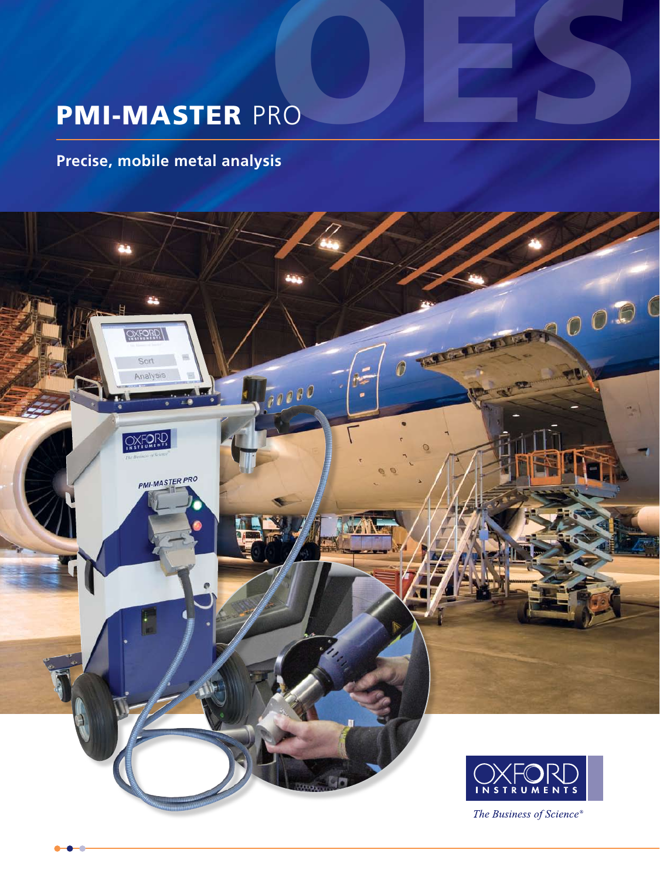# PMI-MASTER PRO

**Precise, mobile metal analysis**

OXFORD INSTRUMENTS

*The Business of Science®*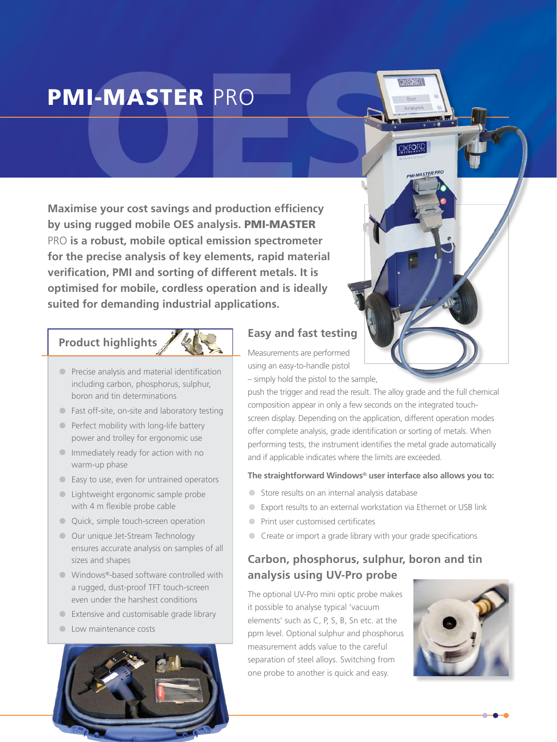# PMI-MASTER PRO

**Maximise your cost savings and production efficiency by using rugged mobile OES analysis. PMI-MASTER** PRO **is a robust, mobile optical emission spectrometer for the precise analysis of key elements, rapid material verification, PMI and sorting of different metals. It is optimised for mobile, cordless operation and is ideally suited for demanding industrial applications.**

## Product highlights

- Precise analysis and material identification including carbon, phosphorus, sulphur, boron and tin determinations
- Fast off-site, on-site and laboratory testing
- Perfect mobility with long-life battery power and trolley for ergonomic use
- Immediately ready for action with no warm-up phase
- Easy to use, even for untrained operators
- Lightweight ergonomic sample probe with 4 m flexible probe cable
- Quick, simple touch-screen operation
- Our unique Jet-Stream Technology ensures accurate analysis on samples of all sizes and shapes
- Windows®-based software controlled with a rugged, dust-proof TFT touch-screen even under the harshest conditions
- Extensive and customisable grade library
- Low maintenance costs

## Easy and fast testing

Measurements are performed using an easy-to-handle pistol – simply hold the pistol to the sample, push the trigger and read the result. The alloy grade and the full chemical composition appear in only a few seconds on the integrated touch-screen display. Depending on the application, different operation modes offer complete analysis, grade identification or sorting of metals. When performing tests, the instrument identifies the metal grade automatically and if applicable indicates where the limits are exceeded.

**The straightforward Windows® user interface also allows you to:**

- Store results on an internal analysis database
- Export results to an external workstation via Ethernet or USB link
- Print user customised certificates
- Create or import a grade library with your grade specifications

## Carbon, phosphorus, sulphur, boron and tin analysis using UV-Pro probe

The optional UV-Pro mini optic probe makes it possible to analyse typical 'vacuum elements' such as C, P, S, B, Sn etc. at the ppm level. Optional sulphur and phosphorus measurement adds value to the careful separation of steel alloys. Switching from one probe to another is quick and easy.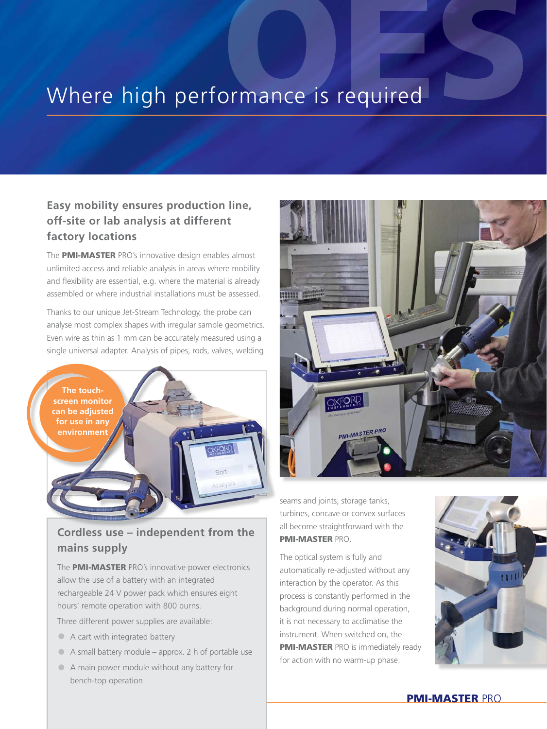# Where high performance is required

## Easy mobility ensures production line, off-site or lab analysis at different factory locations

The **PMI-MASTER** PRO's innovative design enables almost unlimited access and reliable analysis in areas where mobility and flexibility are essential, e.g. where the material is already assembled or where industrial installations must be assessed.

Thanks to our unique Jet-Stream Technology, the probe can analyse most complex shapes with irregular sample geometrics. Even wire as thin as 1 mm can be accurately measured using a single universal adapter. Analysis of pipes, rods, valves, welding seams and joints, storage tanks, turbines, concave or convex surfaces all become straightforward with the **PMI-MASTER** PRO.

The optical system is fully and automatically re-adjusted without any interaction by the operator. As this process is constantly performed in the background during normal operation, it is not necessary to acclimatise the instrument. When switched on, the **PMI-MASTER** PRO is immediately ready for action with no warm-up phase.

**The touch-screen monitor can be adjusted for use in any environment**

## Cordless use – independent from the mains supply

The **PMI-MASTER** PRO's innovative power electronics allow the use of a battery with an integrated rechargeable 24 V power pack which ensures eight hours' remote operation with 800 burns.

Three different power supplies are available:

- A cart with integrated battery
- A small battery module – approx. 2 h of portable use
- A main power module without any battery for bench-top operation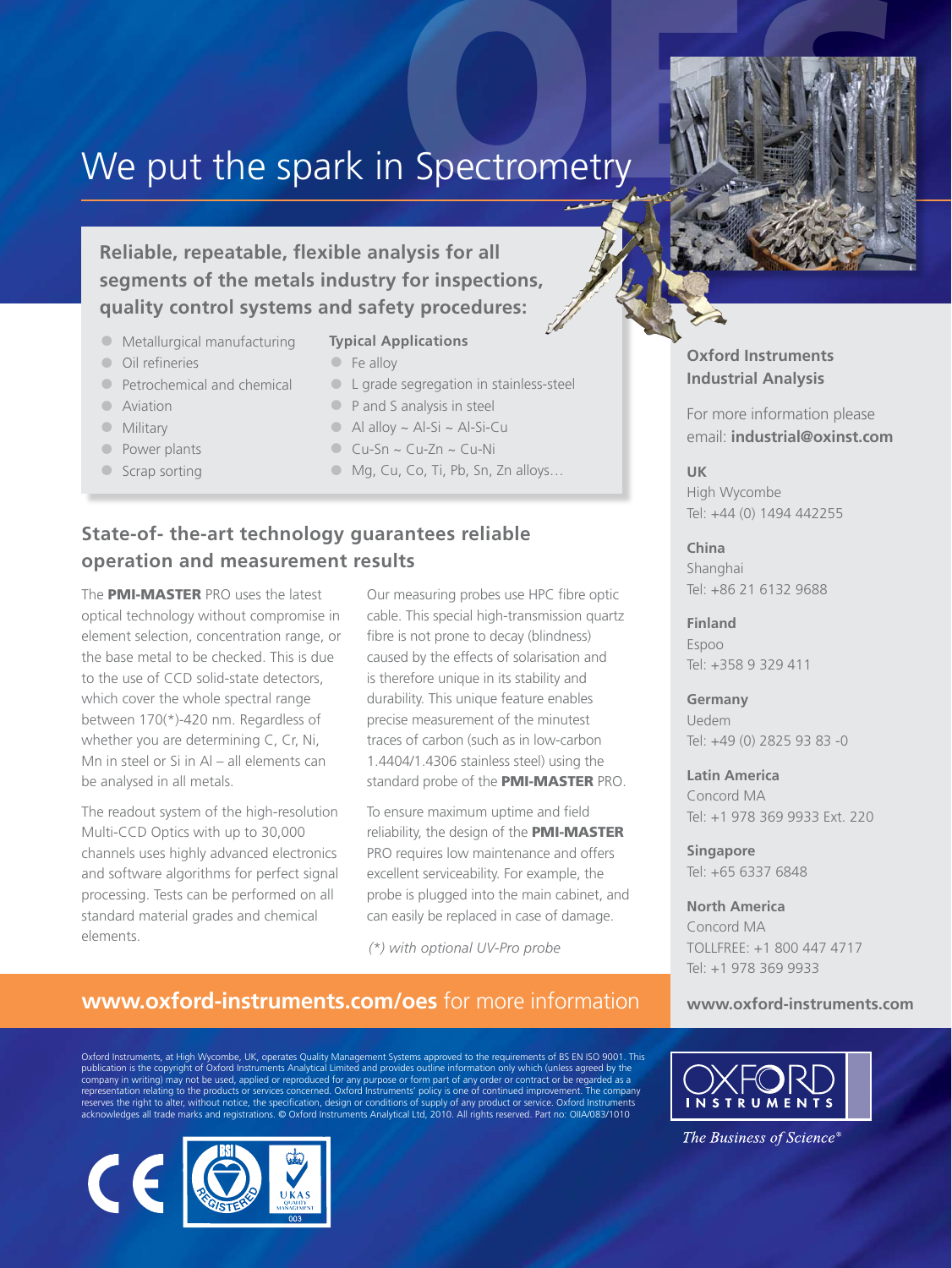# We put the spark in Spectrometry

**Reliable, repeatable, flexible analysis for all segments of the metals industry for inspections, quality control systems and safety procedures:**

- Metallurgical manufacturing
- Oil refineries
- Petrochemical and chemical
- Aviation
- Military
- Power plants
- Scrap sorting

**Typical Applications**

- Fe alloy
- L grade segregation in stainless-steel
- P and S analysis in steel
- Al alloy ~ Al-Si ~ Al-Si-Cu
- Cu-Sn ~ Cu-Zn ~ Cu-Ni
- Mg, Cu, Co, Ti, Pb, Sn, Zn alloys…

## State-of- the-art technology guarantees reliable operation and measurement results

The **PMI-MASTER** PRO uses the latest optical technology without compromise in element selection, concentration range, or the base metal to be checked. This is due to the use of CCD solid-state detectors, which cover the whole spectral range between 170(*)-420 nm. Regardless of whether you are determining C, Cr, Ni, Mn in steel or Si in Al – all elements can be analysed in all metals.

The readout system of the high-resolution Multi-CCD Optics with up to 30,000 channels uses highly advanced electronics and software algorithms for perfect signal processing. Tests can be performed on all standard material grades and chemical elements.

Our measuring probes use HPC fibre optic cable. This special high-transmission quartz fibre is not prone to decay (blindness) caused by the effects of solarisation and is therefore unique in its stability and durability. This unique feature enables precise measurement of the minutest traces of carbon (such as in low-carbon 1.4404/1.4306 stainless steel) using the standard probe of the **PMI-MASTER** PRO.

To ensure maximum uptime and field reliability, the design of the **PMI-MASTER** PRO requires low maintenance and offers excellent serviceability. For example, the probe is plugged into the main cabinet, and can easily be replaced in case of damage.

*(*) with optional UV-Pro probe*

**www.oxford-instruments.com/oes** for more information

**Oxford Instruments Industrial Analysis**

For more information please email: **industrial@oxinst.com**

**UK**
High Wycombe
Tel: +44 (0) 1494 442255

**China**
Shanghai
Tel: +86 21 6132 9688

**Finland**
Espoo
Tel: +358 9 329 411

**Germany**
Uedem
Tel: +49 (0) 2825 93 83 -0

**Latin America**
Concord MA
Tel: +1 978 369 9933 Ext. 220

**Singapore**
Tel: +65 6337 6848

**North America**
Concord MA
TOLLFREE: +1 800 447 4717
Tel: +1 978 369 9933

**www.oxford-instruments.com**

Oxford Instruments, at High Wycombe, UK, operates Quality Management Systems approved to the requirements of BS EN ISO 9001. This publication is the copyright of Oxford Instruments Analytical Limited and provides outline information only which (unless agreed by the company in writing) may not be used, applied or reproduced for any purpose or form part of any order or contract or be regarded as a representation relating to the products or services concerned. Oxford Instruments' policy is one of continued improvement. The company reserves the right to alter, without notice, the specification, design or conditions of supply of any product or service. Oxford Instruments acknowledges all trade marks and registrations. © Oxford Instruments Analytical Ltd, 2010. All rights reserved. Part no: OIIA/083/1010

OXFORD INSTRUMENTS

*The Business of Science®*